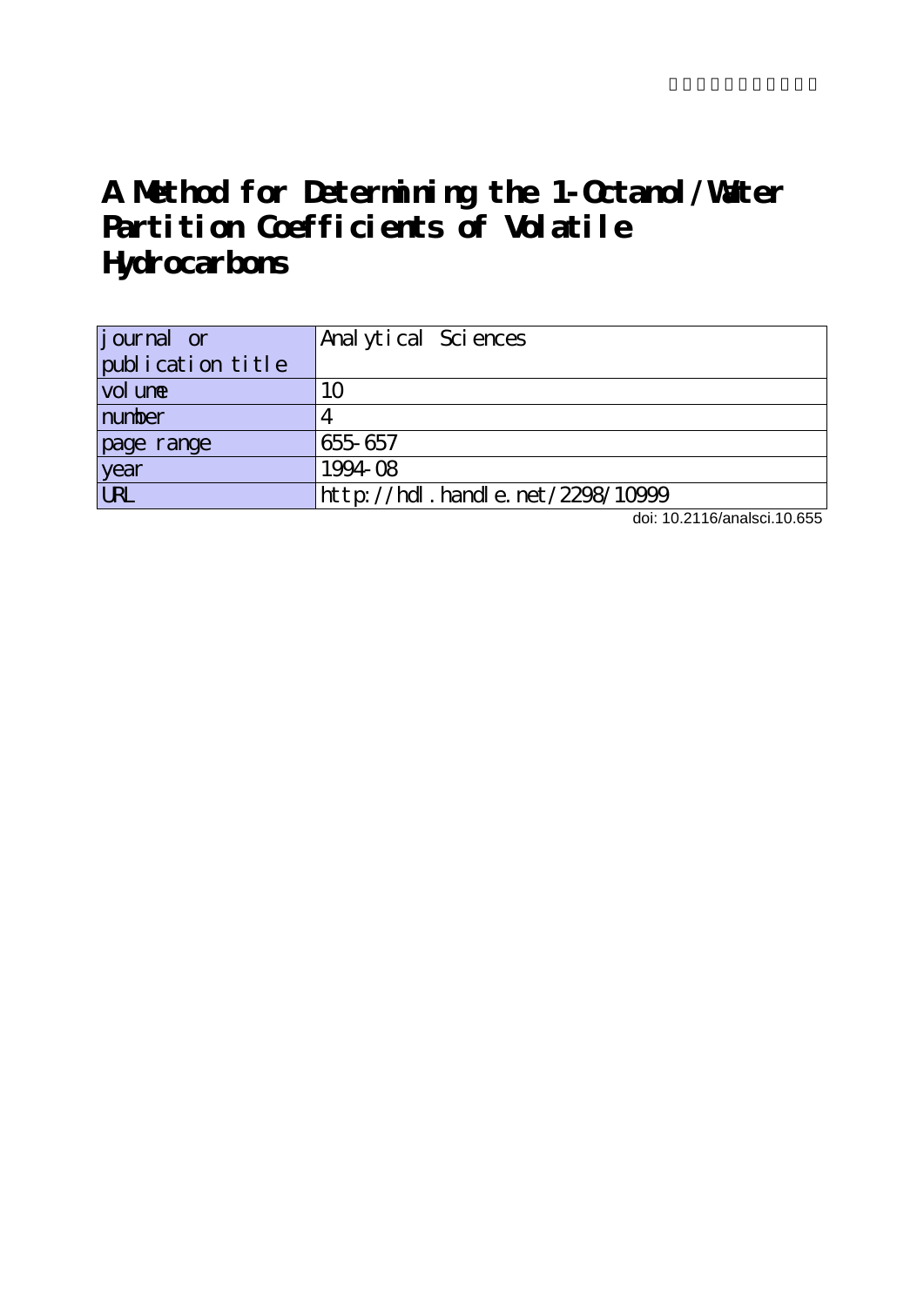# A Method for Determining the 1-Octanol/Water Partition Coefficients of Volatile Hydrocarbons

| journal or publication title | Analytical Sciences |
|---|---|
| volume | 10 |
| number | 4 |
| page range | 655-657 |
| year | 1994-08 |
| URL | http://hdl.handle.net/2298/10999 |

doi: 10.2116/analsci.10.655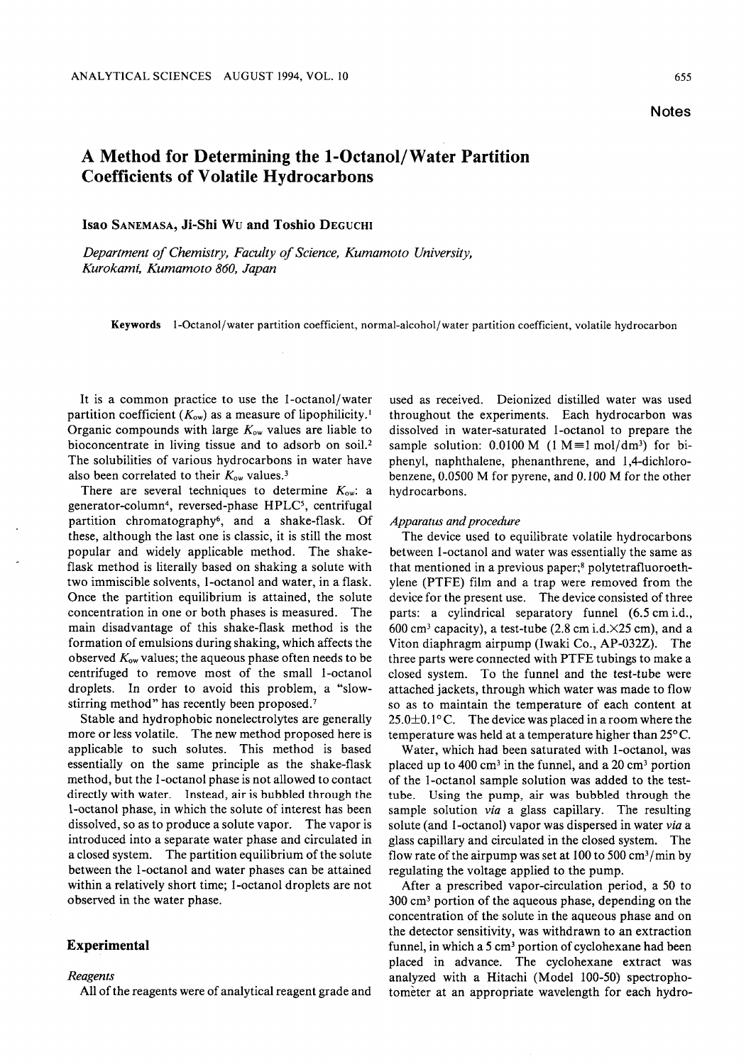# A Method for Determining the 1-Octanol/Water Partition Coefficients of Volatile Hydrocarbons

**Isao Sanemasa, Ji-Shi Wu and Toshio Deguchi**

*Department of Chemistry, Faculty of Science, Kumamoto University, Kurokami, Kumamoto 860, Japan*

**Keywords** 1-Octanol/water partition coefficient, normal-alcohol/water partition coefficient, volatile hydrocarbon

It is a common practice to use the 1-octanol/water partition coefficient ($K_{ow}$) as a measure of lipophilicity.[1] Organic compounds with large $K_{ow}$ values are liable to bioconcentrate in living tissue and to adsorb on soil.[2] The solubilities of various hydrocarbons in water have also been correlated to their $K_{ow}$ values.[3]

There are several techniques to determine $K_{ow}$: a generator-column[4], reversed-phase HPLC[5], centrifugal partition chromatography[6], and a shake-flask. Of these, although the last one is classic, it is still the most popular and widely applicable method. The shake-flask method is literally based on shaking a solute with two immiscible solvents, 1-octanol and water, in a flask. Once the partition equilibrium is attained, the solute concentration in one or both phases is measured. The main disadvantage of this shake-flask method is the formation of emulsions during shaking, which affects the observed $K_{ow}$ values; the aqueous phase often needs to be centrifuged to remove most of the small 1-octanol droplets. In order to avoid this problem, a "slow-stirring method" has recently been proposed.[7]

Stable and hydrophobic nonelectrolytes are generally more or less volatile. The new method proposed here is applicable to such solutes. This method is based essentially on the same principle as the shake-flask method, but the 1-octanol phase is not allowed to contact directly with water. Instead, air is bubbled through the 1-octanol phase, in which the solute of interest has been dissolved, so as to produce a solute vapor. The vapor is introduced into a separate water phase and circulated in a closed system. The partition equilibrium of the solute between the 1-octanol and water phases can be attained within a relatively short time; 1-octanol droplets are not observed in the water phase.

## Experimental

### *Reagents*

All of the reagents were of analytical reagent grade and used as received. Deionized distilled water was used throughout the experiments. Each hydrocarbon was dissolved in water-saturated 1-octanol to prepare the sample solution: 0.0100 M (1 M≡1 mol/dm$^3$) for biphenyl, naphthalene, phenanthrene, and 1,4-dichlorobenzene, 0.0500 M for pyrene, and 0.100 M for the other hydrocarbons.

### *Apparatus and procedure*

The device used to equilibrate volatile hydrocarbons between 1-octanol and water was essentially the same as that mentioned in a previous paper;[8] polytetrafluoroethylene (PTFE) film and a trap were removed from the device for the present use. The device consisted of three parts: a cylindrical separatory funnel (6.5 cm i.d., 600 cm$^3$ capacity), a test-tube (2.8 cm i.d.×25 cm), and a Viton diaphragm airpump (Iwaki Co., AP-032Z). The three parts were connected with PTFE tubings to make a closed system. To the funnel and the test-tube were attached jackets, through which water was made to flow so as to maintain the temperature of each content at 25.0±0.1°C. The device was placed in a room where the temperature was held at a temperature higher than 25°C.

Water, which had been saturated with 1-octanol, was placed up to 400 cm$^3$ in the funnel, and a 20 cm$^3$ portion of the 1-octanol sample solution was added to the test-tube. Using the pump, air was bubbled through the sample solution *via* a glass capillary. The resulting solute (and 1-octanol) vapor was dispersed in water *via* a glass capillary and circulated in the closed system. The flow rate of the airpump was set at 100 to 500 cm$^3$/min by regulating the voltage applied to the pump.

After a prescribed vapor-circulation period, a 50 to 300 cm$^3$ portion of the aqueous phase, depending on the concentration of the solute in the aqueous phase and on the detector sensitivity, was withdrawn to an extraction funnel, in which a 5 cm$^3$ portion of cyclohexane had been placed in advance. The cyclohexane extract was analyzed with a Hitachi (Model 100-50) spectrophotometer at an appropriate wavelength for each hydro-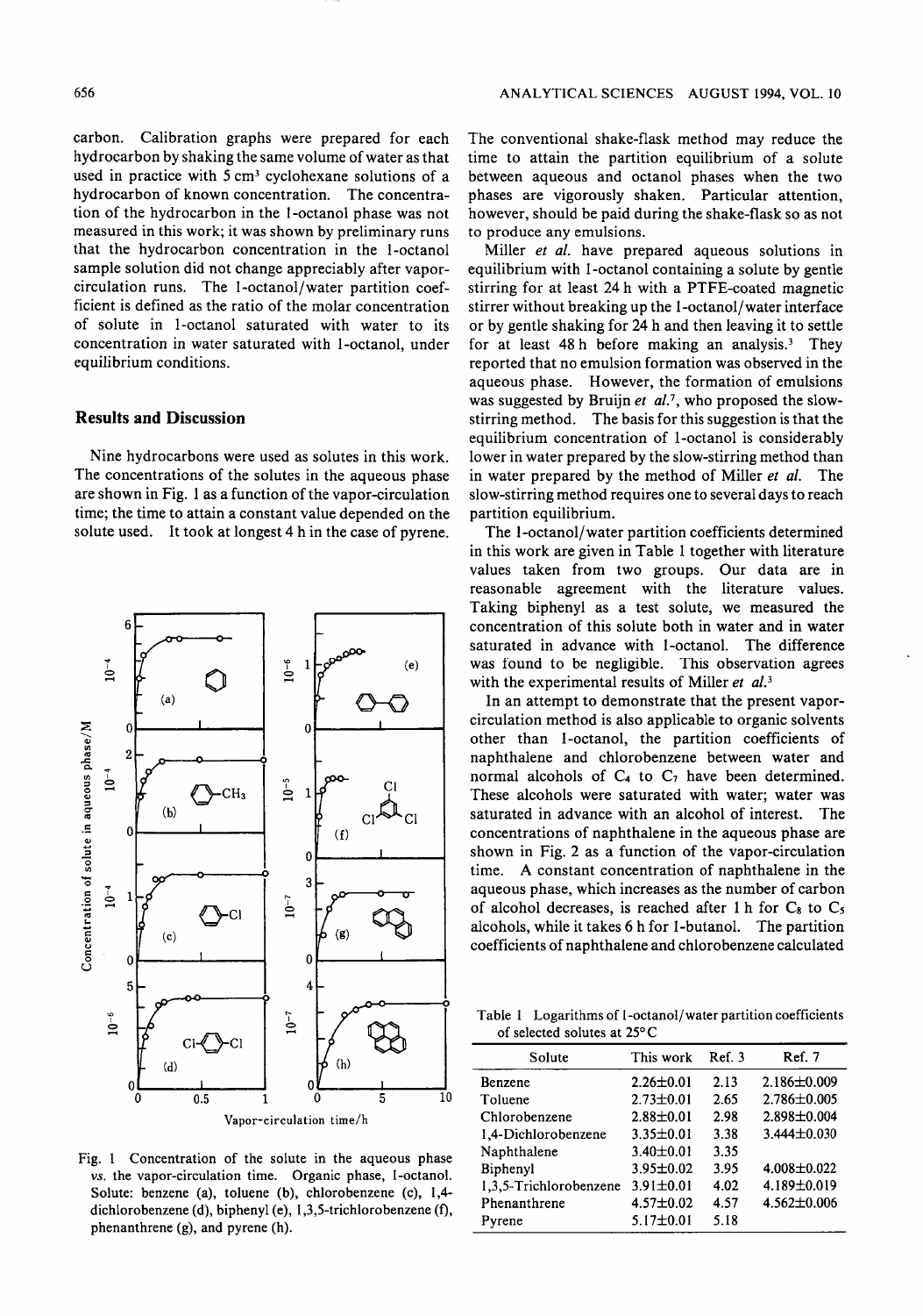carbon. Calibration graphs were prepared for each hydrocarbon by shaking the same volume of water as that used in practice with 5 $cm^3$ cyclohexane solutions of a hydrocarbon of known concentration. The concentration of the hydrocarbon in the 1-octanol phase was not measured in this work; it was shown by preliminary runs that the hydrocarbon concentration in the 1-octanol sample solution did not change appreciably after vapor-circulation runs. The 1-octanol/water partition coefficient is defined as the ratio of the molar concentration of solute in 1-octanol saturated with water to its concentration in water saturated with 1-octanol, under equilibrium conditions.

## Results and Discussion

Nine hydrocarbons were used as solutes in this work. The concentrations of the solutes in the aqueous phase are shown in Fig. 1 as a function of the vapor-circulation time; the time to attain a constant value depended on the solute used. It took at longest 4 h in the case of pyrene.

Fig. 1 Concentration of the solute in the aqueous phase *vs.* the vapor-circulation time. Organic phase, 1-octanol. Solute: benzene (a), toluene (b), chlorobenzene (c), 1,4-dichlorobenzene (d), biphenyl (e), 1,3,5-trichlorobenzene (f), phenanthrene (g), and pyrene (h).

The conventional shake-flask method may reduce the time to attain the partition equilibrium of a solute between aqueous and octanol phases when the two phases are vigorously shaken. Particular attention, however, should be paid during the shake-flask so as not to produce any emulsions.

Miller *et al.* have prepared aqueous solutions in equilibrium with 1-octanol containing a solute by gentle stirring for at least 24 h with a PTFE-coated magnetic stirrer without breaking up the 1-octanol/water interface or by gentle shaking for 24 h and then leaving it to settle for at least 48 h before making an analysis.[3] They reported that no emulsion formation was observed in the aqueous phase. However, the formation of emulsions was suggested by Bruijn *et al.*[7], who proposed the slow-stirring method. The basis for this suggestion is that the equilibrium concentration of 1-octanol is considerably lower in water prepared by the slow-stirring method than in water prepared by the method of Miller *et al.* The slow-stirring method requires one to several days to reach partition equilibrium.

The 1-octanol/water partition coefficients determined in this work are given in Table 1 together with literature values taken from two groups. Our data are in reasonable agreement with the literature values. Taking biphenyl as a test solute, we measured the concentration of this solute both in water and in water saturated in advance with 1-octanol. The difference was found to be negligible. This observation agrees with the experimental results of Miller *et al.*[3]

In an attempt to demonstrate that the present vapor-circulation method is also applicable to organic solvents other than 1-octanol, the partition coefficients of naphthalene and chlorobenzene between water and normal alcohols of $C_4$ to $C_7$ have been determined. These alcohols were saturated with water; water was saturated in advance with an alcohol of interest. The concentrations of naphthalene in the aqueous phase are shown in Fig. 2 as a function of the vapor-circulation time. A constant concentration of naphthalene in the aqueous phase, which increases as the number of carbon of alcohol decreases, is reached after 1 h for $C_8$ to $C_5$ alcohols, while it takes 6 h for 1-butanol. The partition coefficients of naphthalene and chlorobenzene calculated

Table 1 Logarithms of 1-octanol/water partition coefficients of selected solutes at 25°C

| Solute | This work | Ref. 3 | Ref. 7 |
|---|---|---|---|
| Benzene | 2.26±0.01 | 2.13 | 2.186±0.009 |
| Toluene | 2.73±0.01 | 2.65 | 2.786±0.005 |
| Chlorobenzene | 2.88±0.01 | 2.98 | 2.898±0.004 |
| 1,4-Dichlorobenzene | 3.35±0.01 | 3.38 | 3.444±0.030 |
| Naphthalene | 3.40±0.01 | 3.35 | |
| Biphenyl | 3.95±0.02 | 3.95 | 4.008±0.022 |
| 1,3,5-Trichlorobenzene | 3.91±0.01 | 4.02 | 4.189±0.019 |
| Phenanthrene | 4.57±0.02 | 4.57 | 4.562±0.006 |
| Pyrene | 5.17±0.01 | 5.18 | |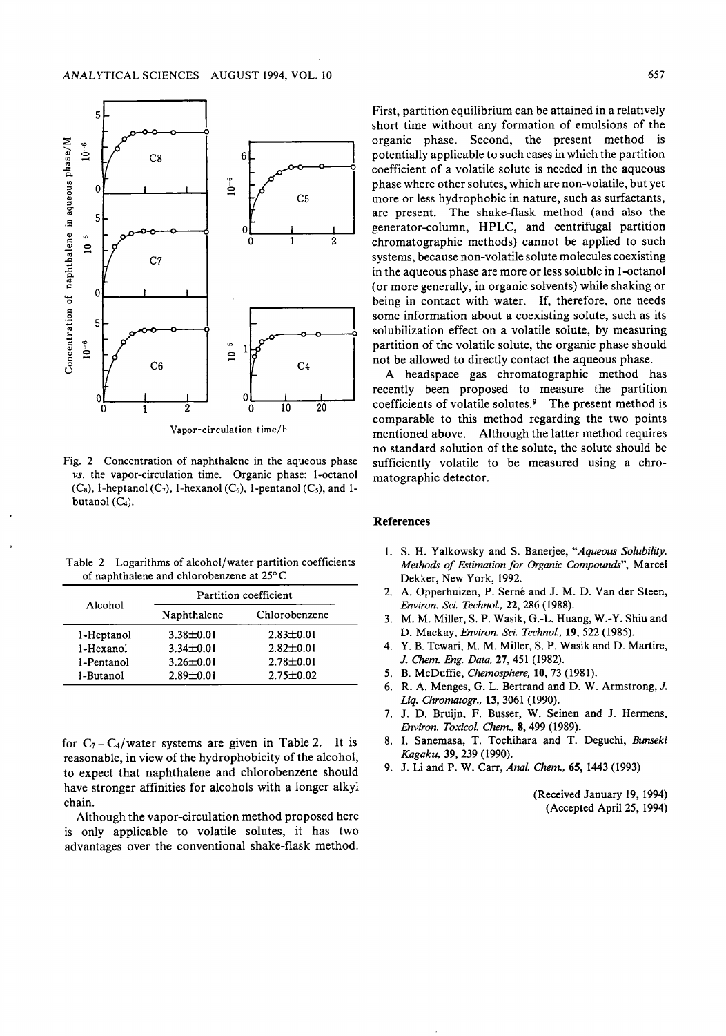Concentration of naphthalene in aqueous phase/M

5
$10^{-6}$
0
C8

5
$10^{-6}$
0
C7

5
$10^{-6}$
0
C6

0 1 2

6
$10^{-6}$
0
C5

0 1 2

$10^{-5}$ 1
0
C4

0 10 20

Vapor-circulation time/h

Fig. 2 Concentration of naphthalene in the aqueous phase *vs.* the vapor-circulation time. Organic phase: 1-octanol ($C_8$), 1-heptanol ($C_7$), 1-hexanol ($C_6$), 1-pentanol ($C_5$), and 1-butanol ($C_4$).

Table 2 Logarithms of alcohol/water partition coefficients of naphthalene and chlorobenzene at 25°C

| Alcohol | Partition coefficient | |
|---|---|---|
| | Naphthalene | Chlorobenzene |
| 1-Heptanol | 3.38±0.01 | 2.83±0.01 |
| 1-Hexanol | 3.34±0.01 | 2.82±0.01 |
| 1-Pentanol | 3.26±0.01 | 2.78±0.01 |
| 1-Butanol | 2.89±0.01 | 2.75±0.02 |

for $C_7 - C_4$/water systems are given in Table 2. It is reasonable, in view of the hydrophobicity of the alcohol, to expect that naphthalene and chlorobenzene should have stronger affinities for alcohols with a longer alkyl chain.

Although the vapor-circulation method proposed here is only applicable to volatile solutes, it has two advantages over the conventional shake-flask method. First, partition equilibrium can be attained in a relatively short time without any formation of emulsions of the organic phase. Second, the present method is potentially applicable to such cases in which the partition coefficient of a volatile solute is needed in the aqueous phase where other solutes, which are non-volatile, but yet more or less hydrophobic in nature, such as surfactants, are present. The shake-flask method (and also the generator-column, HPLC, and centrifugal partition chromatographic methods) cannot be applied to such systems, because non-volatile solute molecules coexisting in the aqueous phase are more or less soluble in 1-octanol (or more generally, in organic solvents) while shaking or being in contact with water. If, therefore, one needs some information about a coexisting solute, such as its solubilization effect on a volatile solute, by measuring partition of the volatile solute, the organic phase should not be allowed to directly contact the aqueous phase.

A headspace gas chromatographic method has recently been proposed to measure the partition coefficients of volatile solutes.[9] The present method is comparable to this method regarding the two points mentioned above. Although the latter method requires no standard solution of the solute, the solute should be sufficiently volatile to be measured using a chromatographic detector.

## References

1. S. H. Yalkowsky and S. Banerjee, "*Aqueous Solubility, Methods of Estimation for Organic Compounds*", Marcel Dekker, New York, 1992.
2. A. Opperhuizen, P. Serné and J. M. D. Van der Steen, *Environ. Sci. Technol.*, **22**, 286 (1988).
3. M. M. Miller, S. P. Wasik, G.-L. Huang, W.-Y. Shiu and D. Mackay, *Environ. Sci. Technol.*, **19**, 522 (1985).
4. Y. B. Tewari, M. M. Miller, S. P. Wasik and D. Martire, *J. Chem. Eng. Data*, **27**, 451 (1982).
5. B. McDuffie, *Chemosphere*, **10**, 73 (1981).
6. R. A. Menges, G. L. Bertrand and D. W. Armstrong, *J. Liq. Chromatogr.*, **13**, 3061 (1990).
7. J. D. Bruijn, F. Busser, W. Seinen and J. Hermens, *Environ. Toxicol. Chem.*, **8**, 499 (1989).
8. I. Sanemasa, T. Tochihara and T. Deguchi, *Bunseki Kagaku*, **39**, 239 (1990).
9. J. Li and P. W. Carr, *Anal. Chem.*, **65**, 1443 (1993)

(Received January 19, 1994)
(Accepted April 25, 1994)